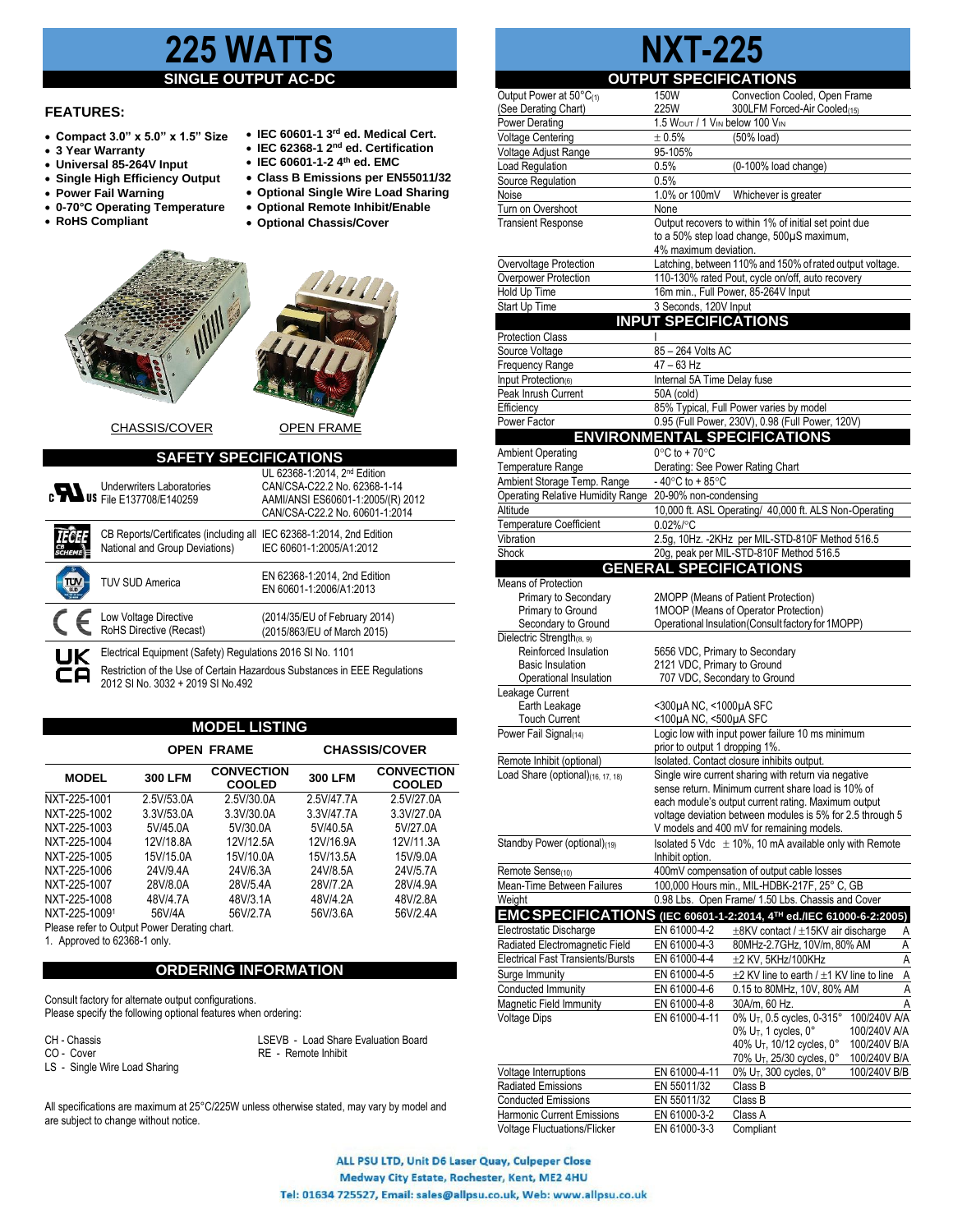# 225 WATTS

## SINGLE OUTPUT AC-DC

### FEATURES:

- Compact 3.0" x 5.0" x 1.5" Size
- 3 Year Warranty
- Universal 85-264V Input
- Single High Efficiency Output
- Power Fail Warning
- 0-70°C Operating Temperature
- RoHS Compliant
- IEC 60601-1 3rd ed. Medical Cert.
- IEC 62368-1 2nd ed. Certification
- IEC 60601-1-2 4th ed. EMC
- Class B Emissions per EN55011/32
- Optional Single Wire Load Sharing
- Optional Remote Inhibit/Enable
- Optional Chassis/Cover

CHASSIS/COVER    OPEN FRAME

## SAFETY SPECIFICATIONS

| | | |
|---|---|---|
| Underwriters Laboratories File E137708/E140259 | UL 62368-1:2014, 2nd Edition<br>CAN/CSA-C22.2 No. 62368-1-14<br>AAMI/ANSI ES60601-1:2005/(R) 2012<br>CAN/CSA-C22.2 No. 60601-1:2014 |
| CB Reports/Certificates (including all National and Group Deviations) | IEC 62368-1:2014, 2nd Edition<br>IEC 60601-1:2005/A1:2012 |
| TUV SUD America | EN 62368-1:2014, 2nd Edition<br>EN 60601-1:2006/A1:2013 |
| Low Voltage Directive<br>RoHS Directive (Recast) | (2014/35/EU of February 2014)<br>(2015/863/EU of March 2015) |

Electrical Equipment (Safety) Regulations 2016 SI No. 1101

Restriction of the Use of Certain Hazardous Substances in EEE Regulations 2012 SI No. 3032 + 2019 SI No.492

## MODEL LISTING

| | OPEN FRAME | | CHASSIS/COVER | |
|---|---|---|---|---|
| MODEL | 300 LFM | CONVECTION COOLED | 300 LFM | CONVECTION COOLED |
| NXT-225-1001 | 2.5V/53.0A | 2.5V/30.0A | 2.5V/47.7A | 2.5V/27.0A |
| NXT-225-1002 | 3.3V/53.0A | 3.3V/30.0A | 3.3V/47.7A | 3.3V/27.0A |
| NXT-225-1003 | 5V/45.0A | 5V/30.0A | 5V/40.5A | 5V/27.0A |
| NXT-225-1004 | 12V/18.8A | 12V/12.5A | 12V/16.9A | 12V/11.3A |
| NXT-225-1005 | 15V/15.0A | 15V/10.0A | 15V/13.5A | 15V/9.0A |
| NXT-225-1006 | 24V/9.4A | 24V/6.3A | 24V/8.5A | 24V/5.7A |
| NXT-225-1007 | 28V/8.0A | 28V/5.4A | 28V/7.2A | 28V/4.9A |
| NXT-225-1008 | 48V/4.7A | 48V/3.1A | 48V/4.2A | 48V/2.8A |
| NXT-225-1009[1] | 56V/4A | 56V/2.7A | 56V/3.6A | 56V/2.4A |

Please refer to Output Power Derating chart.

1. Approved to 62368-1 only.

## ORDERING INFORMATION

Consult factory for alternate output configurations.
Please specify the following optional features when ordering:

CH - Chassis
CO - Cover
LS - Single Wire Load Sharing
LSEVB - Load Share Evaluation Board
RE - Remote Inhibit

All specifications are maximum at 25°C/225W unless otherwise stated, may vary by model and are subject to change without notice.

# NXT-225

## OUTPUT SPECIFICATIONS

| | | |
|---|---|---|
| Output Power at 50°C(1) (See Derating Chart) | 150W<br>225W | Convection Cooled, Open Frame<br>300LFM Forced-Air Cooled(15) |
| Power Derating | 1.5 $W_{OUT}$ / 1 $V_{IN}$ below 100 $V_{IN}$ | |
| Voltage Centering | ± 0.5% | (50% load) |
| Voltage Adjust Range | 95-105% | |
| Load Regulation | 0.5% | (0-100% load change) |
| Source Regulation | 0.5% | |
| Noise | 1.0% or 100mV | Whichever is greater |
| Turn on Overshoot | None | |
| Transient Response | Output recovers to within 1% of initial set point due to a 50% step load change, 500µS maximum, 4% maximum deviation. | |
| Overvoltage Protection | Latching, between 110% and 150% of rated output voltage. | |
| Overpower Protection | 110-130% rated Pout, cycle on/off, auto recovery | |
| Hold Up Time | 16m min., Full Power, 85-264V Input | |
| Start Up Time | 3 Seconds, 120V Input | |

## INPUT SPECIFICATIONS

| | |
|---|---|
| Protection Class | I |
| Source Voltage | 85 – 264 Volts AC |
| Frequency Range | 47 – 63 Hz |
| Input Protection(6) | Internal 5A Time Delay fuse |
| Peak Inrush Current | 50A (cold) |
| Efficiency | 85% Typical, Full Power varies by model |
| Power Factor | 0.95 (Full Power, 230V), 0.98 (Full Power, 120V) |

## ENVIRONMENTAL SPECIFICATIONS

| | |
|---|---|
| Ambient Operating Temperature Range | 0°C to + 70°C<br>Derating: See Power Rating Chart |
| Ambient Storage Temp. Range | - 40°C to + 85°C |
| Operating Relative Humidity Range | 20-90% non-condensing |
| Altitude | 10,000 ft. ASL Operating/ 40,000 ft. ALS Non-Operating |
| Temperature Coefficient | 0.02%/°C |
| Vibration | 2.5g, 10Hz. -2KHz per MIL-STD-810F Method 516.5 |
| Shock | 20g, peak per MIL-STD-810F Method 516.5 |

## GENERAL SPECIFICATIONS

| | |
|---|---|
| Means of Protection | |
| Primary to Secondary | 2MOPP (Means of Patient Protection) |
| Primary to Ground | 1MOOP (Means of Operator Protection) |
| Secondary to Ground | Operational Insulation(Consult factory for 1MOPP) |
| Dielectric Strength(8, 9) | |
| Reinforced Insulation | 5656 VDC, Primary to Secondary |
| Basic Insulation | 2121 VDC, Primary to Ground |
| Operational Insulation | 707 VDC, Secondary to Ground |
| Leakage Current | |
| Earth Leakage | <300µA NC, <1000µA SFC |
| Touch Current | <100µA NC, <500µA SFC |
| Power Fail Signal(14) | Logic low with input power failure 10 ms minimum prior to output 1 dropping 1%. |
| Remote Inhibit (optional) | Isolated. Contact closure inhibits output. |
| Load Share (optional)(16, 17, 18) | Single wire current sharing with return via negative sense return. Minimum current share is 10% of each module's output current rating. Maximum output voltage deviation between modules is 5% for 2.5 through 5 V models and 400 mV for remaining models. |
| Standby Power (optional)(19) | Isolated 5 Vdc ± 10%, 10 mA available only with Remote Inhibit option. |
| Remote Sense(10) | 400mV compensation of output cable losses |
| Mean-Time Between Failures | 100,000 Hours min., MIL-HDBK-217F, 25° C, GB |
| Weight | 0.98 Lbs. Open Frame/ 1.50 Lbs. Chassis and Cover |

## EMC SPECIFICATIONS (IEC 60601-1-2:2014, 4TH ed./IEC 61000-6-2:2005)

| | | | |
|---|---|---|---|
| Electrostatic Discharge | EN 61000-4-2 | ±8KV contact / ±15KV air discharge | A |
| Radiated Electromagnetic Field | EN 61000-4-3 | 80MHz-2.7GHz, 10V/m, 80% AM | A |
| Electrical Fast Transients/Bursts | EN 61000-4-4 | ±2 KV, 5KHz/100KHz | A |
| Surge Immunity | EN 61000-4-5 | ±2 KV line to earth / ±1 KV line to line | A |
| Conducted Immunity | EN 61000-4-6 | 0.15 to 80MHz, 10V, 80% AM | A |
| Magnetic Field Immunity | EN 61000-4-8 | 30A/m, 60 Hz. | A |
| Voltage Dips | EN 61000-4-11 | 0% $U_T$, 0.5 cycles, 0-315°<br>0% $U_T$, 1 cycles, 0°<br>40% $U_T$, 10/12 cycles, 0°<br>70% $U_T$, 25/30 cycles, 0° | 100/240V A/A<br>100/240V A/A<br>100/240V B/A<br>100/240V B/A |
| Voltage Interruptions | EN 61000-4-11 | 0% $U_T$, 300 cycles, 0° | 100/240V B/B |
| Radiated Emissions | EN 55011/32 | Class B | |
| Conducted Emissions | EN 55011/32 | Class B | |
| Harmonic Current Emissions | EN 61000-3-2 | Class A | |
| Voltage Fluctuations/Flicker | EN 61000-3-3 | Compliant | |

ALL PSU LTD, Unit D6 Laser Quay, Culpeper Close
Medway City Estate, Rochester, Kent, ME2 4HU
Tel: 01634 725527, Email: sales@allpsu.co.uk, Web: www.allpsu.co.uk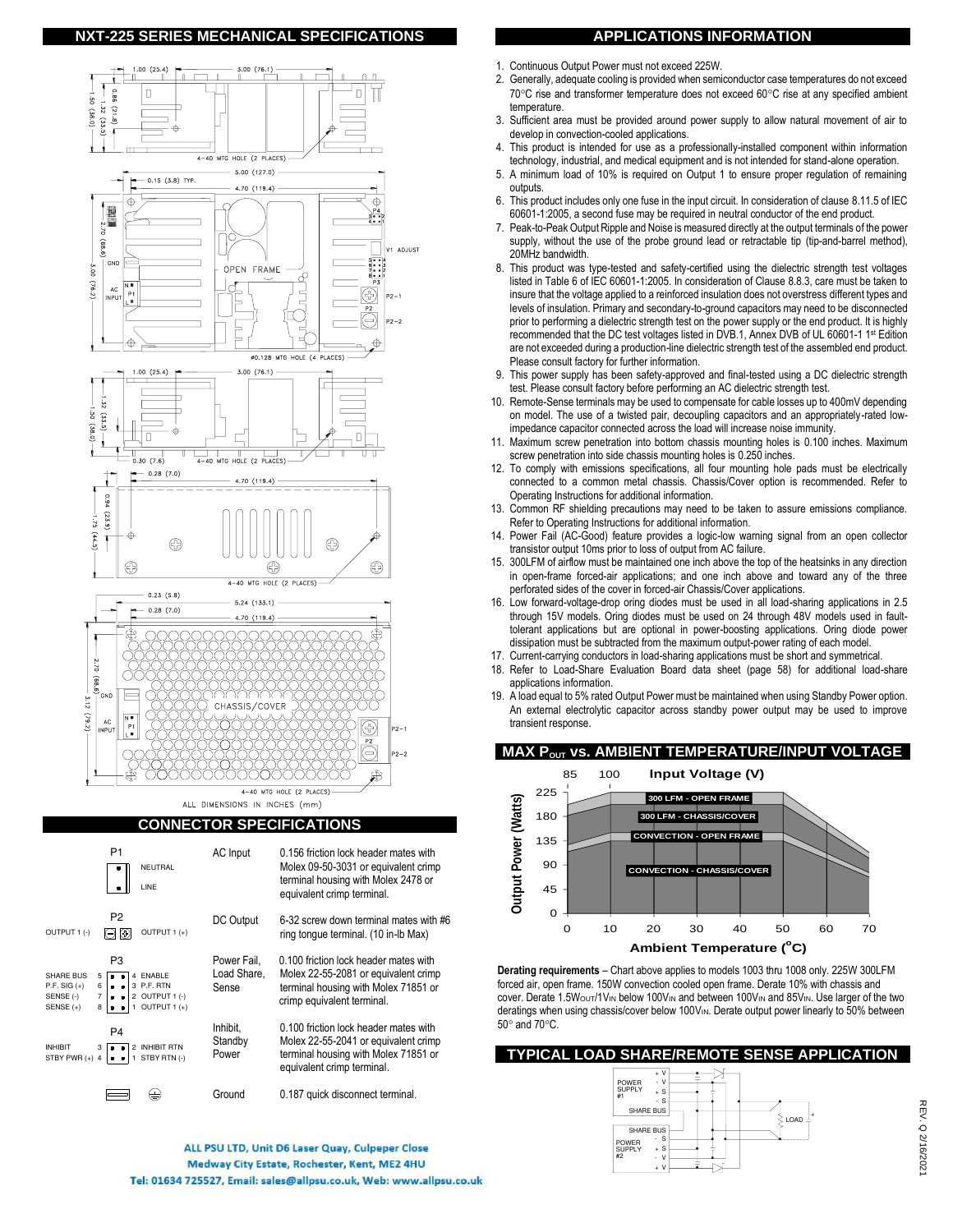## NXT-225 SERIES MECHANICAL SPECIFICATIONS

1.00 (25.4)
3.00 (76.1)
0.86 (21.8)
1.32 (33.5)
1.50 (38.0)
4-40 MTG HOLE (2 PLACES)
5.00 (127.0)
0.15 (3.8) TYP.
4.70 (119.4)
2.70 (68.6)
3.00 (76.2)
GND
AC INPUT
N
P1
L
OPEN FRAME
F4
V1 ADJUST
P3
P2-1
F2
P2-2
Ø0.128 MTG HOLE (4 PLACES)
1.00 (25.4)
3.00 (76.1)
1.32 (33.5)
1.50 (38.0)
0.30 (7.6)
4-40 MTG HOLE (2 PLACES)
0.28 (7.0)
4.70 (119.4)
0.94 (23.9)
1.75 (44.5)
4-40 MTG HOLE (2 PLACES)
0.23 (5.8)
5.24 (133.1)
0.28 (7.0)
4.70 (119.4)
2.70 (68.6)
3.12 (79.2)
GND
AC INPUT
N
P1
L
CHASSIS/COVER
P2-1
P2
P2-2
4-40 MTG HOLE (2 PLACES)
ALL DIMENSIONS IN INCHES (mm)

## CONNECTOR SPECIFICATIONS

| | | |
|---|---|---|
| P1: NEUTRAL, LINE | AC Input | 0.156 friction lock header mates with Molex 09-50-3031 or equivalent crimp terminal housing with Molex 2478 or equivalent crimp terminal. |
| P2: OUTPUT 1 (-), OUTPUT 1 (+) | DC Output | 6-32 screw down terminal mates with #6 ring tongue terminal. (10 in-lb Max) |
| P3: 5 SHARE BUS, 6 P.F. SIG (+), 7 SENSE (-), 8 SENSE (+), 4 ENABLE, 3 P.F. RTN, 2 OUTPUT 1 (-), 1 OUTPUT 1 (+) | Power Fail, Load Share, Sense | 0.100 friction lock header mates with Molex 22-55-2081 or equivalent crimp terminal housing with Molex 71851 or crimp equivalent terminal. |
| P4: 3 INHIBIT, 4 STBY PWR (+), 2 INHIBIT RTN, 1 STBY RTN (-) | Inhibit, Standby Power | 0.100 friction lock header mates with Molex 22-55-2041 or equivalent crimp terminal housing with Molex 71851 or equivalent crimp terminal. |
| (Ground symbol) | Ground | 0.187 quick disconnect terminal. |

## APPLICATIONS INFORMATION

1. Continuous Output Power must not exceed 225W.
2. Generally, adequate cooling is provided when semiconductor case temperatures do not exceed 70°C rise and transformer temperature does not exceed 60°C rise at any specified ambient temperature.
3. Sufficient area must be provided around power supply to allow natural movement of air to develop in convection-cooled applications.
4. This product is intended for use as a professionally-installed component within information technology, industrial, and medical equipment and is not intended for stand-alone operation.
5. A minimum load of 10% is required on Output 1 to ensure proper regulation of remaining outputs.
6. This product includes only one fuse in the input circuit. In consideration of clause 8.11.5 of IEC 60601-1:2005, a second fuse may be required in neutral conductor of the end product.
7. Peak-to-Peak Output Ripple and Noise is measured directly at the output terminals of the power supply, without the use of the probe ground lead or retractable tip (tip-and-barrel method), 20MHz bandwidth.
8. This product was type-tested and safety-certified using the dielectric strength test voltages listed in Table 6 of IEC 60601-1:2005. In consideration of Clause 8.8.3, care must be taken to insure that the voltage applied to a reinforced insulation does not overstress different types and levels of insulation. Primary and secondary-to-ground capacitors may need to be disconnected prior to performing a dielectric strength test on the power supply or the end product. It is highly recommended that the DC test voltages listed in DVB.1, Annex DVB of UL 60601-1 1st Edition are not exceeded during a production-line dielectric strength test of the assembled end product. Please consult factory for further information.
9. This power supply has been safety-approved and final-tested using a DC dielectric strength test. Please consult factory before performing an AC dielectric strength test.
10. Remote-Sense terminals may be used to compensate for cable losses up to 400mV depending on model. The use of a twisted pair, decoupling capacitors and an appropriately-rated low-impedance capacitor connected across the load will increase noise immunity.
11. Maximum screw penetration into bottom chassis mounting holes is 0.100 inches. Maximum screw penetration into side chassis mounting holes is 0.250 inches.
12. To comply with emissions specifications, all four mounting hole pads must be electrically connected to a common metal chassis. Chassis/Cover option is recommended. Refer to Operating Instructions for additional information.
13. Common RF shielding precautions may need to be taken to assure emissions compliance. Refer to Operating Instructions for additional information.
14. Power Fail (AC-Good) feature provides a logic-low warning signal from an open collector transistor output 10ms prior to loss of output from AC failure.
15. 300LFM of airflow must be maintained one inch above the top of the heatsinks in any direction in open-frame forced-air applications; and one inch above and toward any of the three perforated sides of the cover in forced-air Chassis/Cover applications.
16. Low forward-voltage-drop oring diodes must be used in all load-sharing applications in 2.5 through 15V models. Oring diodes must be used on 24 through 48V models used in fault-tolerant applications but are optional in power-boosting applications. Oring diode power dissipation must be subtracted from the maximum output-power rating of each model.
17. Current-carrying conductors in load-sharing applications must be short and symmetrical.
18. Refer to Load-Share Evaluation Board data sheet (page 58) for additional load-share applications information.
19. A load equal to 5% rated Output Power must be maintained when using Standby Power option. An external electrolytic capacitor across standby power output may be used to improve transient response.

## MAX $P_{OUT}$ VS. AMBIENT TEMPERATURE/INPUT VOLTAGE

Input Voltage (V)
85
100
Output Power (Watts)
225
180
135
90
45
0
300 LFM - OPEN FRAME
300 LFM - CHASSIS/COVER
CONVECTION - OPEN FRAME
CONVECTION - CHASSIS/COVER
0
10
20
30
40
50
60
70
Ambient Temperature (°C)

**Derating requirements** – Chart above applies to models 1003 thru 1008 only. 225W 300LFM forced air, open frame. 150W convection cooled open frame. Derate 10% with chassis and cover. Derate $1.5W_{OUT}/1V_{IN}$ below $100V_{IN}$ and between $100V_{IN}$ and $85V_{IN}$. Use larger of the two deratings when using chassis/cover below $100V_{IN}$. Derate output power linearly to 50% between 50° and 70°C.

## TYPICAL LOAD SHARE/REMOTE SENSE APPLICATION

POWER SUPPLY #1
+ V
- V
+ S
- S
SHARE BUS
LOAD
SHARE BUS
POWER SUPPLY #2
- S
+ S
- V
+ V

ALL PSU LTD, Unit D6 Laser Quay, Culpeper Close
Medway City Estate, Rochester, Kent, ME2 4HU
Tel: 01634 725527, Email: sales@allpsu.co.uk, Web: www.allpsu.co.uk

REV. Q 2/16/2021